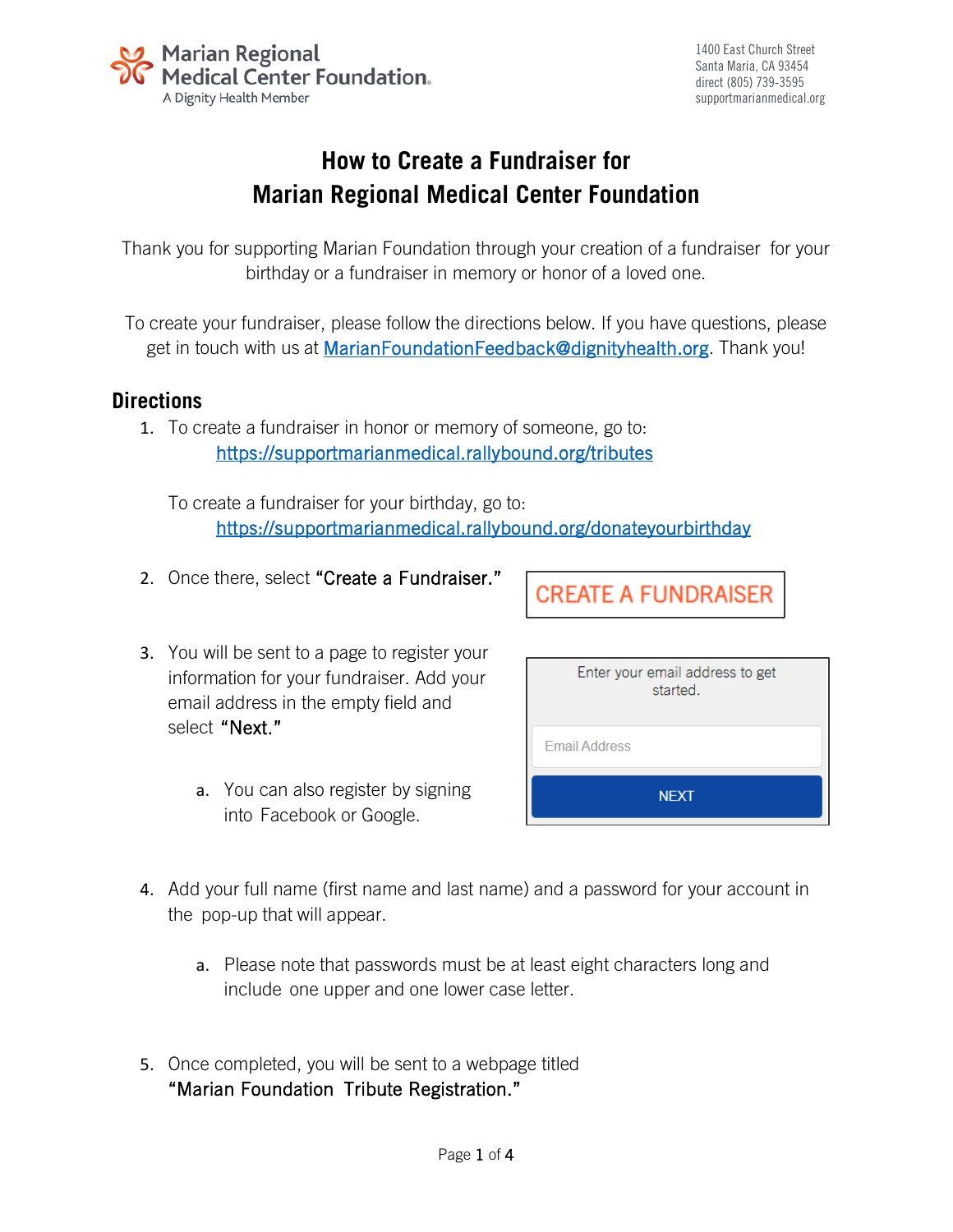Marian Regional Medical Center Foundation
A Dignity Health Member

1400 East Church Street
Santa Maria, CA 93454
direct (805) 739-3595
supportmarianmedical.org

# How to Create a Fundraiser for Marian Regional Medical Center Foundation

Thank you for supporting Marian Foundation through your creation of a fundraiser for your birthday or a fundraiser in memory or honor of a loved one.

To create your fundraiser, please follow the directions below. If you have questions, please get in touch with us at MarianFoundationFeedback@dignityhealth.org. Thank you!

## Directions

1. To create a fundraiser in honor or memory of someone, go to:
   https://supportmarianmedical.rallybound.org/tributes

   To create a fundraiser for your birthday, go to:
   https://supportmarianmedical.rallybound.org/donateyourbirthday

2. Once there, select **"Create a Fundraiser."**

   CREATE A FUNDRAISER

3. You will be sent to a page to register your information for your fundraiser. Add your email address in the empty field and select **"Next."**

   Enter your email address to get started.

   Email Address

   NEXT

   a. You can also register by signing into Facebook or Google.

4. Add your full name (first name and last name) and a password for your account in the pop-up that will appear.

   a. Please note that passwords must be at least eight characters long and include one upper and one lower case letter.

5. Once completed, you will be sent to a webpage titled "Marian Foundation Tribute Registration."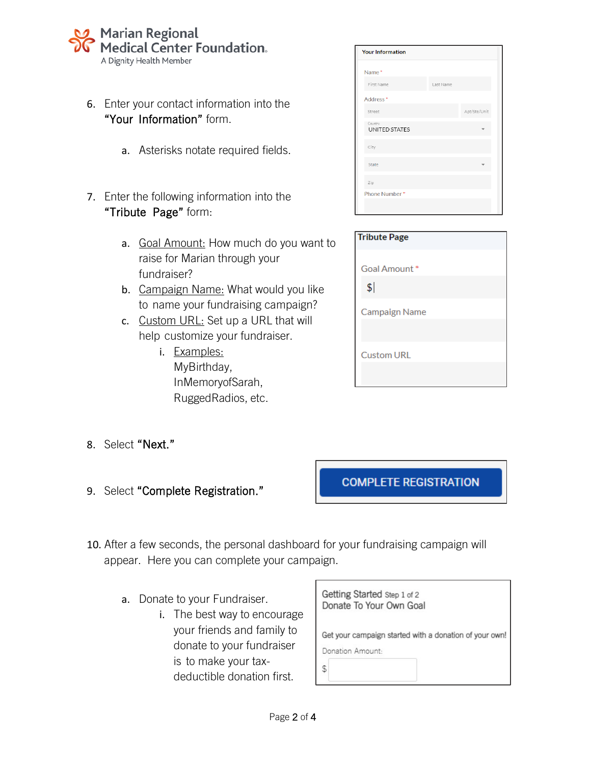Marian Regional Medical Center Foundation
A Dignity Health Member

6. Enter your contact information into the "Your Information" form.
   a. Asterisks notate required fields.

Your Information

Name *
First Name | Last Name

Address *
Street | Apt/Ste/Unit
Country: UNITED STATES
City
State
Zip

Phone Number *

7. Enter the following information into the "Tribute Page" form:
   a. Goal Amount: How much do you want to raise for Marian through your fundraiser?
   b. Campaign Name: What would you like to name your fundraising campaign?
   c. Custom URL: Set up a URL that will help customize your fundraiser.
      i. Examples: MyBirthday, InMemoryofSarah, RuggedRadios, etc.

Tribute Page

Goal Amount *
$

Campaign Name

Custom URL

8. Select "Next."

9. Select "Complete Registration."

COMPLETE REGISTRATION

10. After a few seconds, the personal dashboard for your fundraising campaign will appear. Here you can complete your campaign.
    a. Donate to your Fundraiser.
       i. The best way to encourage your friends and family to donate to your fundraiser is to make your tax-deductible donation first.

Getting Started Step 1 of 2
Donate To Your Own Goal

Get your campaign started with a donation of your own!

Donation Amount:
$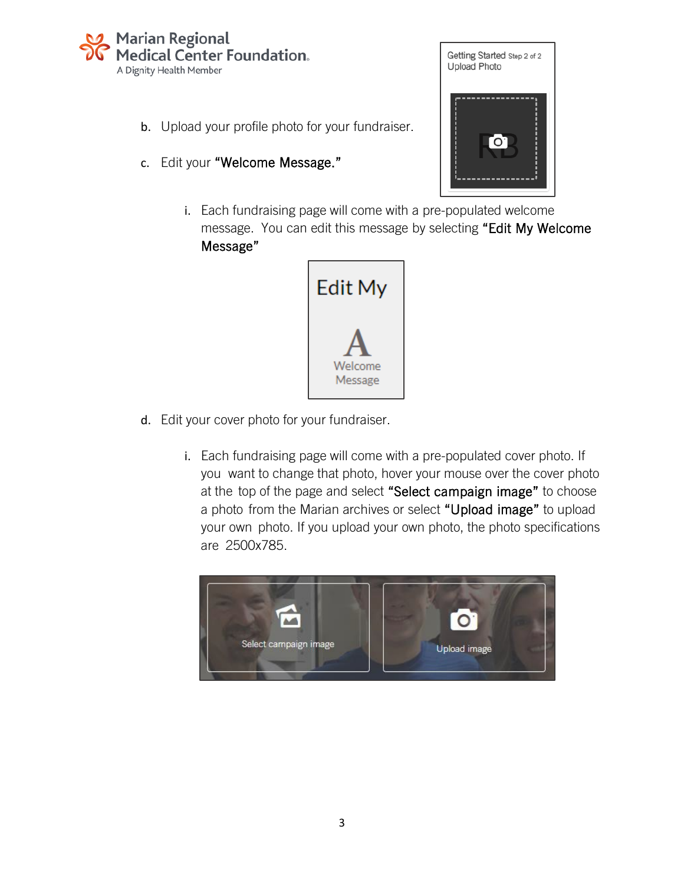b. Upload your profile photo for your fundraiser.

c. Edit your **"Welcome Message."**

   i. Each fundraising page will come with a pre-populated welcome message. You can edit this message by selecting **"Edit My Welcome Message"**

d. Edit your cover photo for your fundraiser.

   i. Each fundraising page will come with a pre-populated cover photo. If you want to change that photo, hover your mouse over the cover photo at the top of the page and select **"Select campaign image"** to choose a photo from the Marian archives or select **"Upload image"** to upload your own photo. If you upload your own photo, the photo specifications are 2500x785.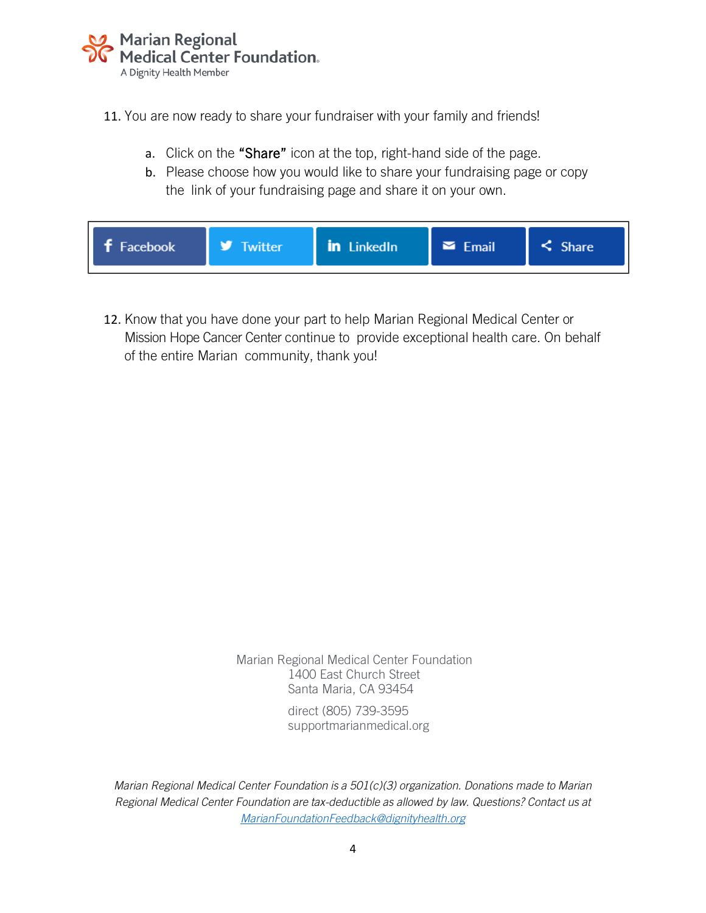Marian Regional Medical Center Foundation
A Dignity Health Member

11. You are now ready to share your fundraiser with your family and friends!

    a. Click on the **"Share"** icon at the top, right-hand side of the page.
    b. Please choose how you would like to share your fundraising page or copy the link of your fundraising page and share it on your own.

| Facebook | Twitter | LinkedIn | Email | Share |
|---|---|---|---|---|

12. Know that you have done your part to help Marian Regional Medical Center or Mission Hope Cancer Center continue to provide exceptional health care. On behalf of the entire Marian community, thank you!

Marian Regional Medical Center Foundation
1400 East Church Street
Santa Maria, CA 93454

direct (805) 739-3595
supportmarianmedical.org

*Marian Regional Medical Center Foundation is a 501(c)(3) organization. Donations made to Marian Regional Medical Center Foundation are tax-deductible as allowed by law. Questions? Contact us at* [*MarianFoundationFeedback@dignityhealth.org*](mailto:MarianFoundationFeedback@dignityhealth.org)